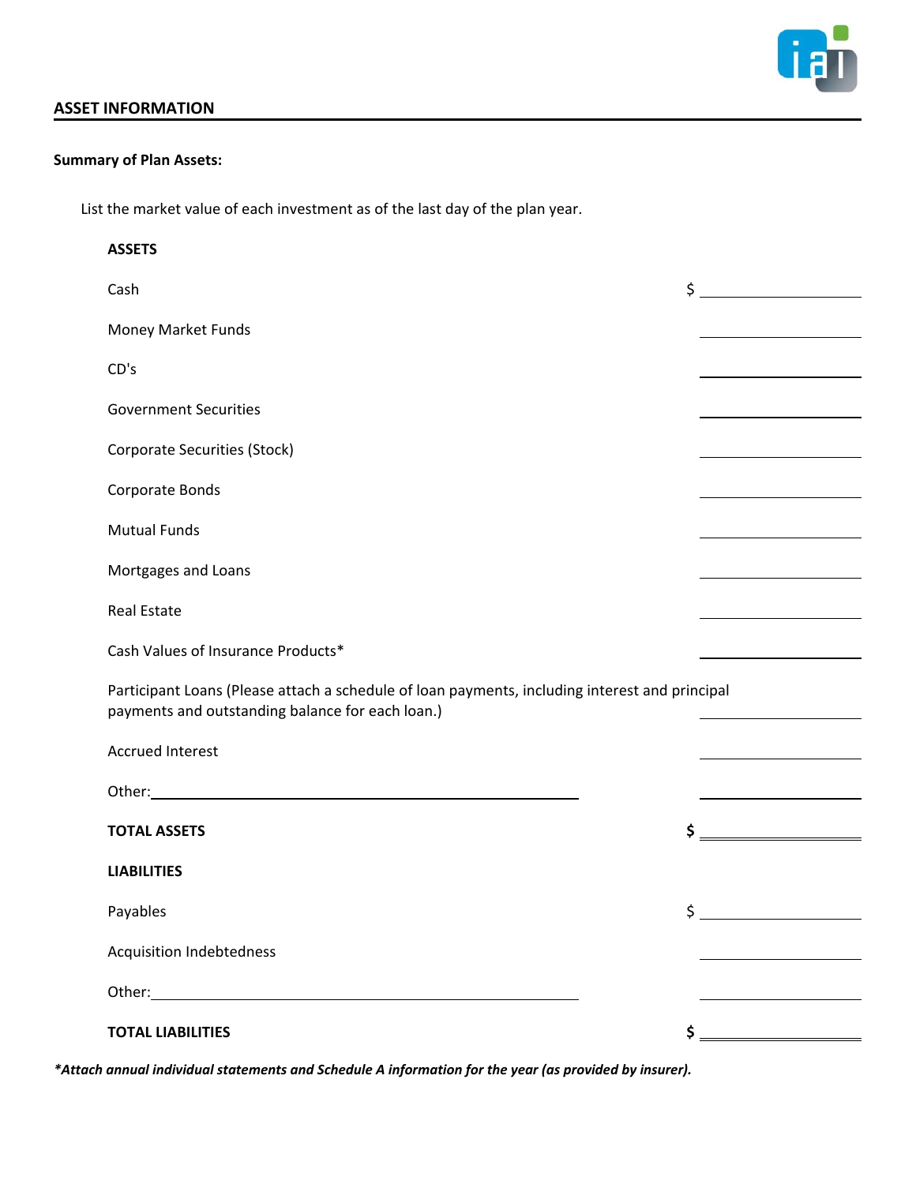## ASSET INFORMATION

**Summary of Plan Assets:**

List the market value of each investment as of the last day of the plan year.

| **ASSETS** | |
|---|---|
| Cash | $ ______________ |
| Money Market Funds | ______________ |
| CD's | ______________ |
| Government Securities | ______________ |
| Corporate Securities (Stock) | ______________ |
| Corporate Bonds | ______________ |
| Mutual Funds | ______________ |
| Mortgages and Loans | ______________ |
| Real Estate | ______________ |
| Cash Values of Insurance Products* | ______________ |
| Participant Loans (Please attach a schedule of loan payments, including interest and principal payments and outstanding balance for each loan.) | ______________ |
| Accrued Interest | ______________ |
| Other: ______________________________ | ______________ |
| **TOTAL ASSETS** | **$** ______________ |
| **LIABILITIES** | |
| Payables | $ ______________ |
| Acquisition Indebtedness | ______________ |
| Other: ______________________________ | ______________ |
| **TOTAL LIABILITIES** | **$** ______________ |

***Attach annual individual statements and Schedule A information for the year (as provided by insurer).***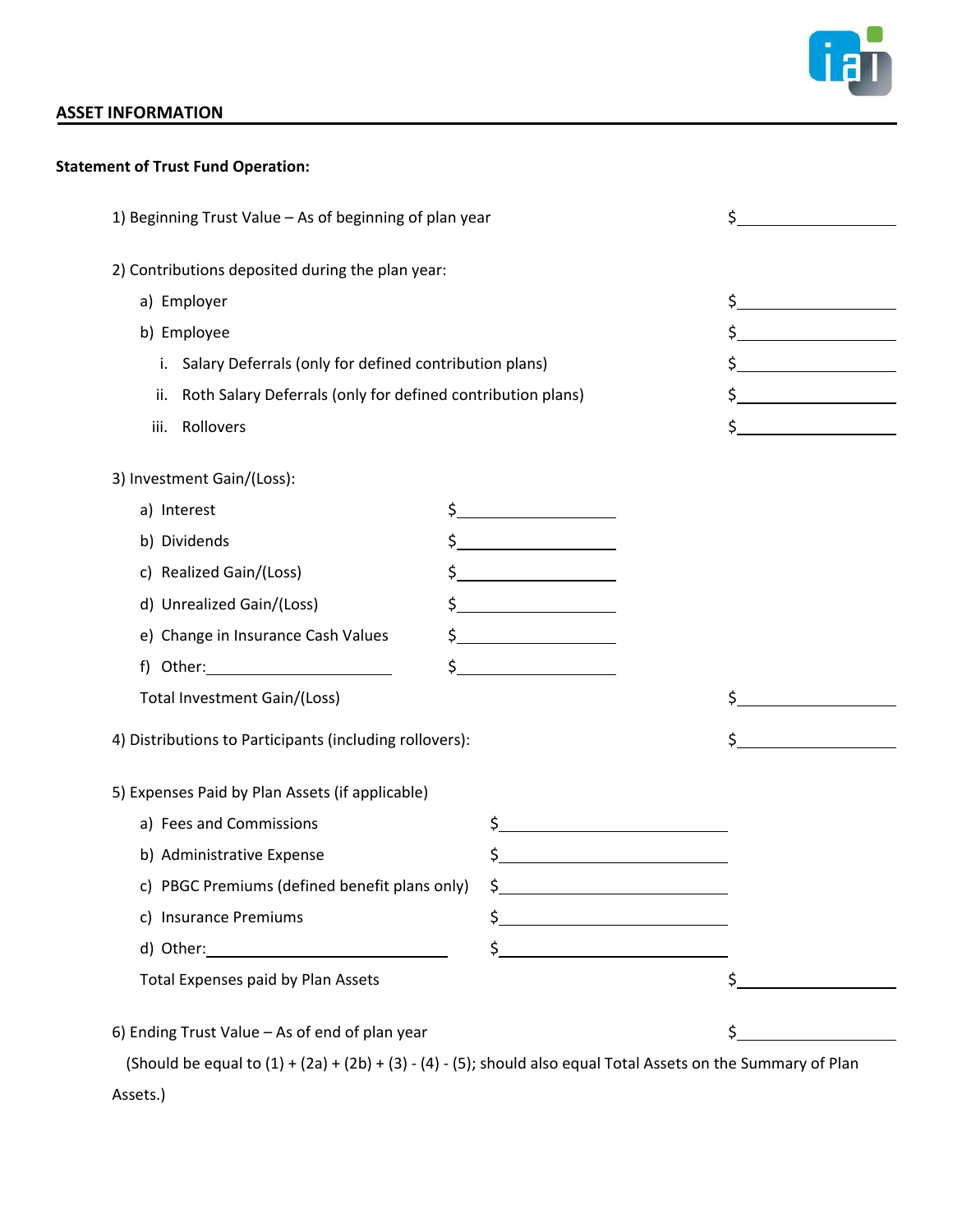## ASSET INFORMATION

**Statement of Trust Fund Operation:**

1) Beginning Trust Value – As of beginning of plan year $\_\_\_\_\_\_\_\_\_\_\_\_\_\_\_\_

2) Contributions deposited during the plan year:

- a) Employer $\_\_\_\_\_\_\_\_\_\_\_\_\_\_\_\_
- b) Employee $\_\_\_\_\_\_\_\_\_\_\_\_\_\_\_\_
  - i. Salary Deferrals (only for defined contribution plans) $\_\_\_\_\_\_\_\_\_\_\_\_\_\_\_\_
  - ii. Roth Salary Deferrals (only for defined contribution plans) $\_\_\_\_\_\_\_\_\_\_\_\_\_\_\_\_
  - iii. Rollovers $\_\_\_\_\_\_\_\_\_\_\_\_\_\_\_\_

3) Investment Gain/(Loss):

- a) Interest $\_\_\_\_\_\_\_\_\_\_\_\_\_\_\_\_
- b) Dividends $\_\_\_\_\_\_\_\_\_\_\_\_\_\_\_\_
- c) Realized Gain/(Loss) $\_\_\_\_\_\_\_\_\_\_\_\_\_\_\_\_
- d) Unrealized Gain/(Loss) $\_\_\_\_\_\_\_\_\_\_\_\_\_\_\_\_
- e) Change in Insurance Cash Values $\_\_\_\_\_\_\_\_\_\_\_\_\_\_\_\_
- f) Other:\_\_\_\_\_\_\_\_\_\_\_\_\_\_\_\_ $\_\_\_\_\_\_\_\_\_\_\_\_\_\_\_\_

Total Investment Gain/(Loss) $\_\_\_\_\_\_\_\_\_\_\_\_\_\_\_\_

4) Distributions to Participants (including rollovers): $\_\_\_\_\_\_\_\_\_\_\_\_\_\_\_\_

5) Expenses Paid by Plan Assets (if applicable)

- a) Fees and Commissions $\_\_\_\_\_\_\_\_\_\_\_\_\_\_\_\_
- b) Administrative Expense $\_\_\_\_\_\_\_\_\_\_\_\_\_\_\_\_
- c) PBGC Premiums (defined benefit plans only) $\_\_\_\_\_\_\_\_\_\_\_\_\_\_\_\_
- c) Insurance Premiums $\_\_\_\_\_\_\_\_\_\_\_\_\_\_\_\_
- d) Other:\_\_\_\_\_\_\_\_\_\_\_\_\_\_\_\_ $\_\_\_\_\_\_\_\_\_\_\_\_\_\_\_\_

Total Expenses paid by Plan Assets $\_\_\_\_\_\_\_\_\_\_\_\_\_\_\_\_

6) Ending Trust Value – As of end of plan year $\_\_\_\_\_\_\_\_\_\_\_\_\_\_\_\_

(Should be equal to (1) + (2a) + (2b) + (3) - (4) - (5); should also equal Total Assets on the Summary of Plan Assets.)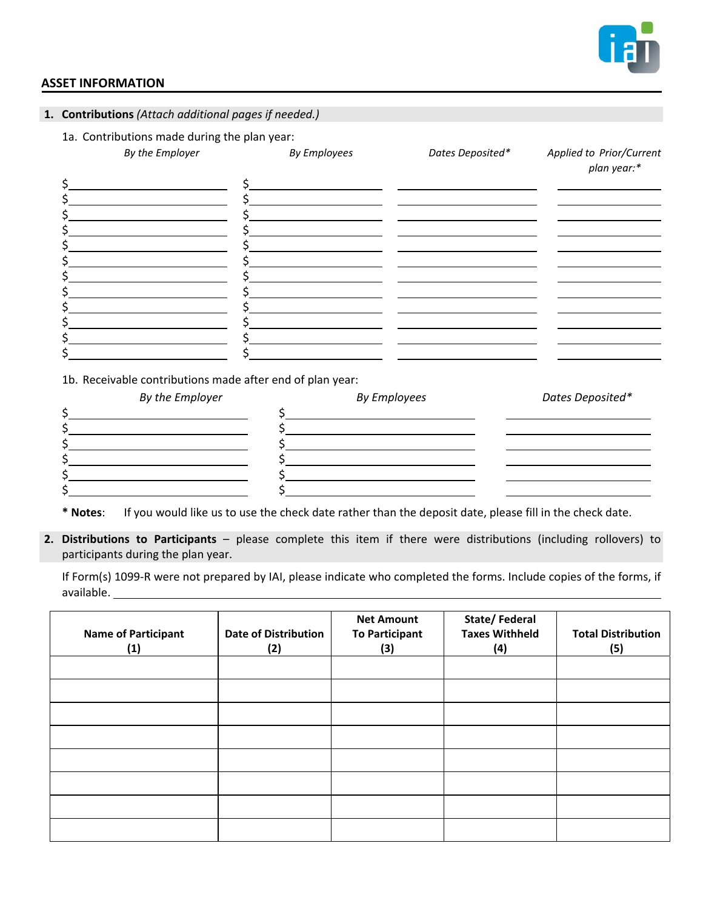## ASSET INFORMATION

**1. Contributions** *(Attach additional pages if needed.)*

1a. Contributions made during the plan year:

| *By the Employer* | *By Employees* | *Dates Deposited** | *Applied to Prior/Current plan year:** |
|---|---|---|---|
| $ | $ | | |
| $ | $ | | |
| $ | $ | | |
| $ | $ | | |
| $ | $ | | |
| $ | $ | | |
| $ | $ | | |
| $ | $ | | |
| $ | $ | | |
| $ | $ | | |
| $ | $ | | |
| $ | $ | | |

1b. Receivable contributions made after end of plan year:

| *By the Employer* | *By Employees* | *Dates Deposited** |
|---|---|---|
| $ | $ | |
| $ | $ | |
| $ | $ | |
| $ | $ | |
| $ | $ | |
| $ | $ | |

**\* Notes**: If you would like us to use the check date rather than the deposit date, please fill in the check date.

**2. Distributions to Participants** – please complete this item if there were distributions (including rollovers) to participants during the plan year.

If Form(s) 1099-R were not prepared by IAI, please indicate who completed the forms. Include copies of the forms, if available. ______________________

| Name of Participant (1) | Date of Distribution (2) | Net Amount To Participant (3) | State/ Federal Taxes Withheld (4) | Total Distribution (5) |
|---|---|---|---|---|
| | | | | |
| | | | | |
| | | | | |
| | | | | |
| | | | | |
| | | | | |
| | | | | |
| | | | | |